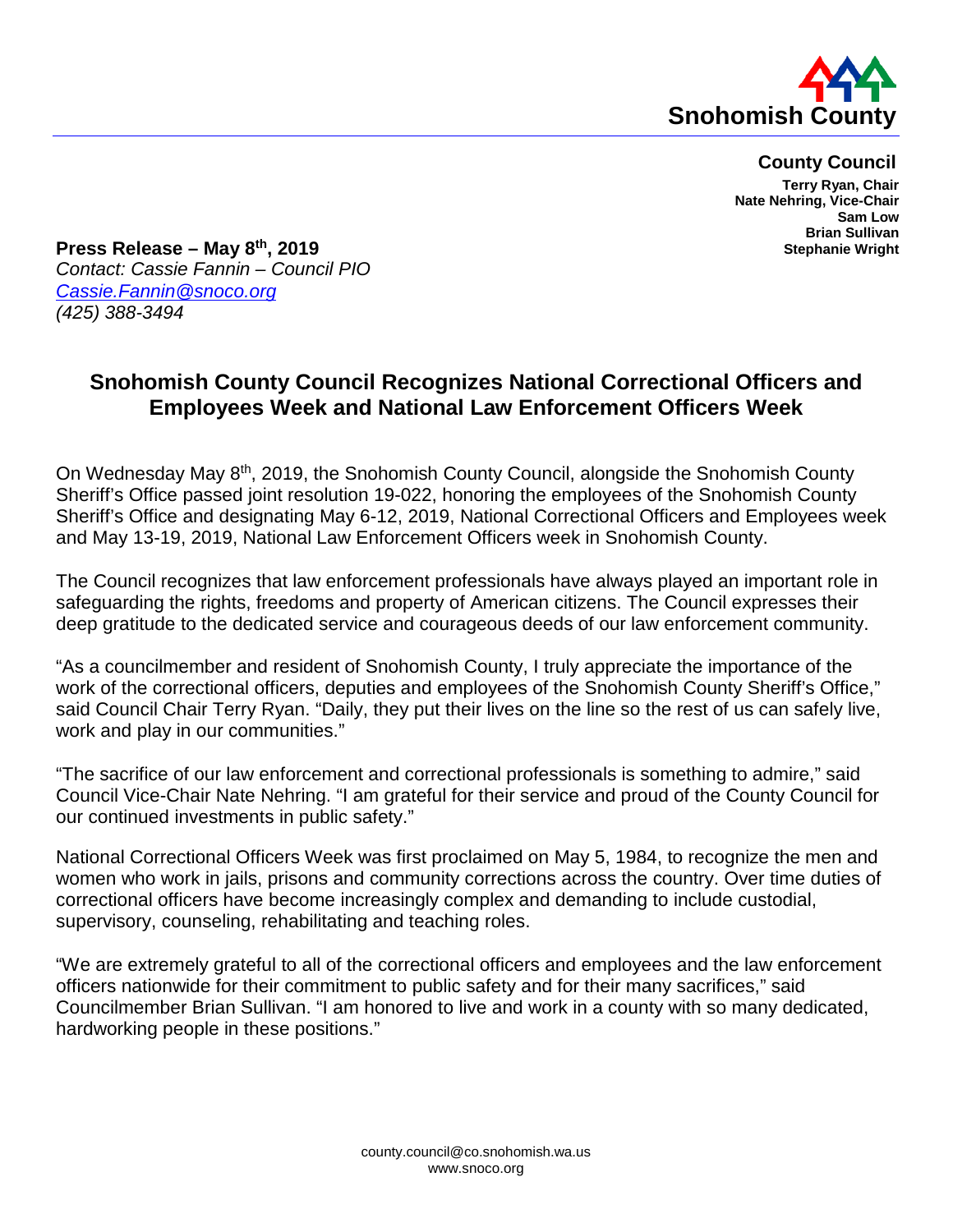**Snohomish County**

**County Council**

**Terry Ryan, Chair**
**Nate Nehring, Vice-Chair**
**Sam Low**
**Brian Sullivan**
**Stephanie Wright**

**Press Release – May 8th, 2019**
*Contact: Cassie Fannin – Council PIO*
*Cassie.Fannin@snoco.org*
*(425) 388-3494*

## Snohomish County Council Recognizes National Correctional Officers and Employees Week and National Law Enforcement Officers Week

On Wednesday May 8th, 2019, the Snohomish County Council, alongside the Snohomish County Sheriff's Office passed joint resolution 19-022, honoring the employees of the Snohomish County Sheriff's Office and designating May 6-12, 2019, National Correctional Officers and Employees week and May 13-19, 2019, National Law Enforcement Officers week in Snohomish County.

The Council recognizes that law enforcement professionals have always played an important role in safeguarding the rights, freedoms and property of American citizens. The Council expresses their deep gratitude to the dedicated service and courageous deeds of our law enforcement community.

"As a councilmember and resident of Snohomish County, I truly appreciate the importance of the work of the correctional officers, deputies and employees of the Snohomish County Sheriff's Office," said Council Chair Terry Ryan. "Daily, they put their lives on the line so the rest of us can safely live, work and play in our communities."

"The sacrifice of our law enforcement and correctional professionals is something to admire," said Council Vice-Chair Nate Nehring. "I am grateful for their service and proud of the County Council for our continued investments in public safety."

National Correctional Officers Week was first proclaimed on May 5, 1984, to recognize the men and women who work in jails, prisons and community corrections across the country. Over time duties of correctional officers have become increasingly complex and demanding to include custodial, supervisory, counseling, rehabilitating and teaching roles.

"We are extremely grateful to all of the correctional officers and employees and the law enforcement officers nationwide for their commitment to public safety and for their many sacrifices," said Councilmember Brian Sullivan. "I am honored to live and work in a county with so many dedicated, hardworking people in these positions."

county.council@co.snohomish.wa.us
www.snoco.org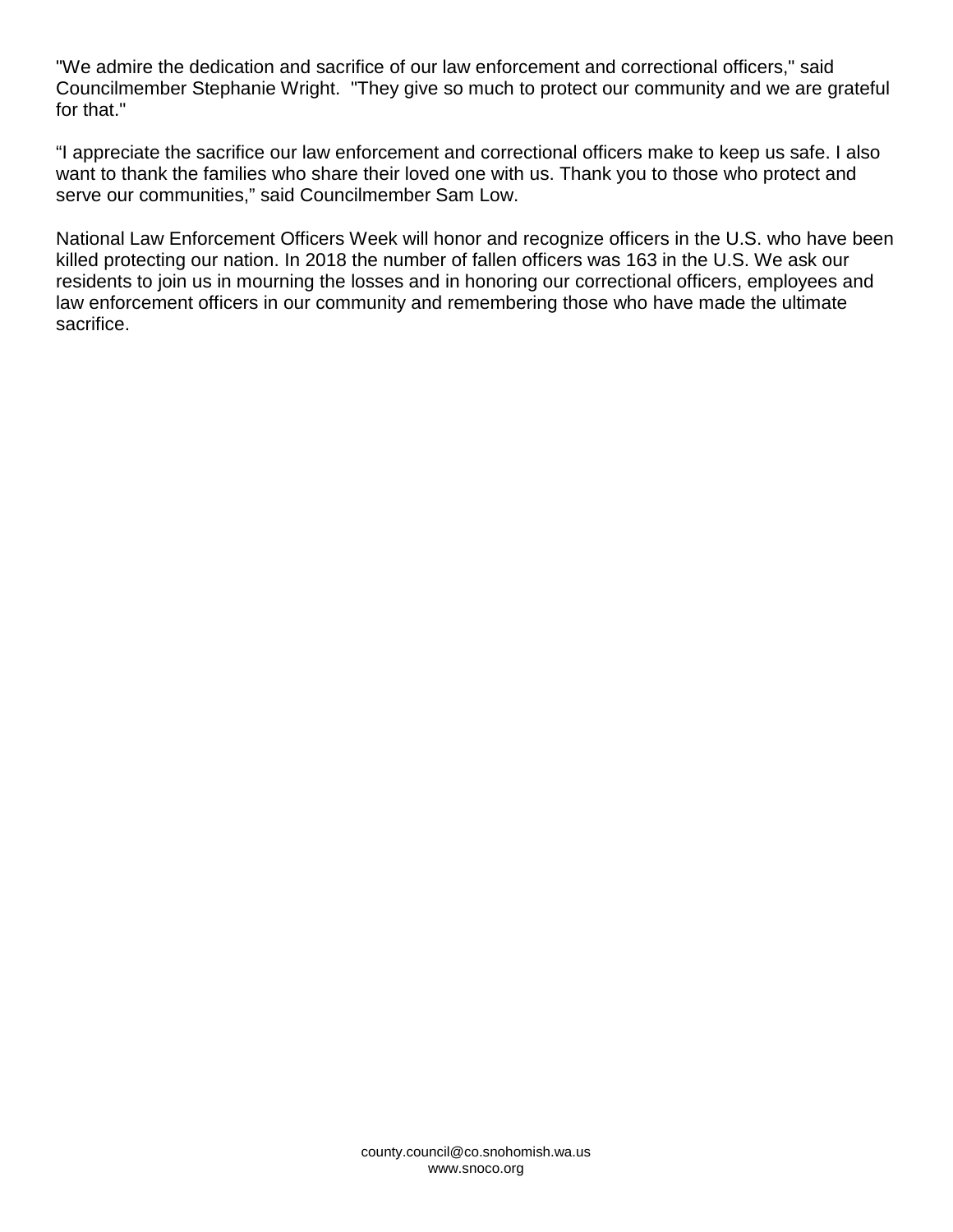"We admire the dedication and sacrifice of our law enforcement and correctional officers," said Councilmember Stephanie Wright.  "They give so much to protect our community and we are grateful for that."

“I appreciate the sacrifice our law enforcement and correctional officers make to keep us safe. I also want to thank the families who share their loved one with us. Thank you to those who protect and serve our communities,” said Councilmember Sam Low.

National Law Enforcement Officers Week will honor and recognize officers in the U.S. who have been killed protecting our nation. In 2018 the number of fallen officers was 163 in the U.S. We ask our residents to join us in mourning the losses and in honoring our correctional officers, employees and law enforcement officers in our community and remembering those who have made the ultimate sacrifice.

county.council@co.snohomish.wa.us
www.snoco.org